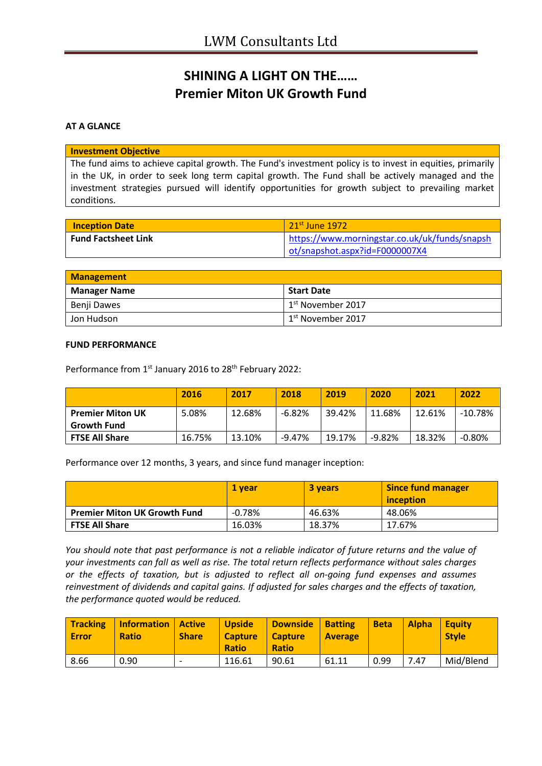# SHINING A LIGHT ON THE……
# Premier Miton UK Growth Fund

**AT A GLANCE**

| Investment Objective |
|---|
| The fund aims to achieve capital growth. The Fund's investment policy is to invest in equities, primarily in the UK, in order to seek long term capital growth. The Fund shall be actively managed and the investment strategies pursued will identify opportunities for growth subject to prevailing market conditions. |

| Inception Date | 21st June 1972 |
|---|---|
| **Fund Factsheet Link** | https://www.morningstar.co.uk/uk/funds/snapshot/snapshot.aspx?id=F0000007X4 |

| Management | |
|---|---|
| **Manager Name** | **Start Date** |
| Benji Dawes | 1st November 2017 |
| Jon Hudson | 1st November 2017 |

**FUND PERFORMANCE**

Performance from 1st January 2016 to 28th February 2022:

| | 2016 | 2017 | 2018 | 2019 | 2020 | 2021 | 2022 |
|---|---|---|---|---|---|---|---|
| **Premier Miton UK Growth Fund** | 5.08% | 12.68% | -6.82% | 39.42% | 11.68% | 12.61% | -10.78% |
| **FTSE All Share** | 16.75% | 13.10% | -9.47% | 19.17% | -9.82% | 18.32% | -0.80% |

Performance over 12 months, 3 years, and since fund manager inception:

| | 1 year | 3 years | Since fund manager inception |
|---|---|---|---|
| **Premier Miton UK Growth Fund** | -0.78% | 46.63% | 48.06% |
| **FTSE All Share** | 16.03% | 18.37% | 17.67% |

*You should note that past performance is not a reliable indicator of future returns and the value of your investments can fall as well as rise. The total return reflects performance without sales charges or the effects of taxation, but is adjusted to reflect all on-going fund expenses and assumes reinvestment of dividends and capital gains. If adjusted for sales charges and the effects of taxation, the performance quoted would be reduced.*

| Tracking Error | Information Ratio | Active Share | Upside Capture Ratio | Downside Capture Ratio | Batting Average | Beta | Alpha | Equity Style |
|---|---|---|---|---|---|---|---|---|
| 8.66 | 0.90 | - | 116.61 | 90.61 | 61.11 | 0.99 | 7.47 | Mid/Blend |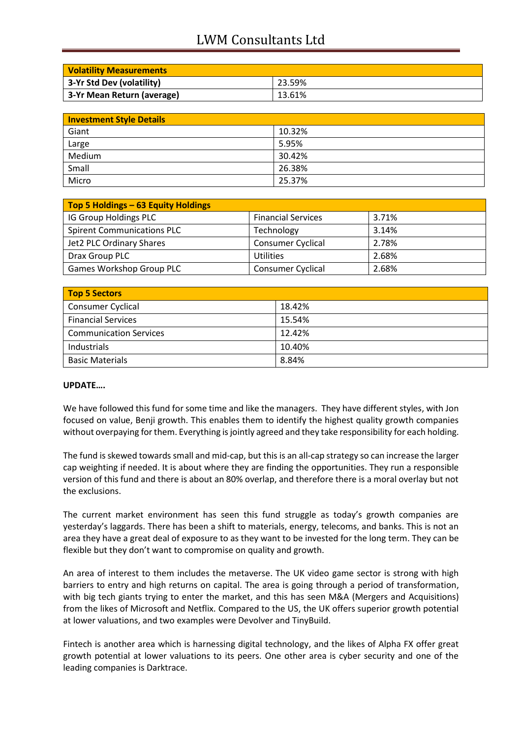| Volatility Measurements | |
|---|---|
| 3-Yr Std Dev (volatility) | 23.59% |
| 3-Yr Mean Return (average) | 13.61% |

| Investment Style Details | |
|---|---|
| Giant | 10.32% |
| Large | 5.95% |
| Medium | 30.42% |
| Small | 26.38% |
| Micro | 25.37% |

| Top 5 Holdings – 63 Equity Holdings | | |
|---|---|---|
| IG Group Holdings PLC | Financial Services | 3.71% |
| Spirent Communications PLC | Technology | 3.14% |
| Jet2 PLC Ordinary Shares | Consumer Cyclical | 2.78% |
| Drax Group PLC | Utilities | 2.68% |
| Games Workshop Group PLC | Consumer Cyclical | 2.68% |

| Top 5 Sectors | |
|---|---|
| Consumer Cyclical | 18.42% |
| Financial Services | 15.54% |
| Communication Services | 12.42% |
| Industrials | 10.40% |
| Basic Materials | 8.84% |

**UPDATE….**

We have followed this fund for some time and like the managers. They have different styles, with Jon focused on value, Benji growth. This enables them to identify the highest quality growth companies without overpaying for them. Everything is jointly agreed and they take responsibility for each holding.

The fund is skewed towards small and mid-cap, but this is an all-cap strategy so can increase the larger cap weighting if needed. It is about where they are finding the opportunities. They run a responsible version of this fund and there is about an 80% overlap, and therefore there is a moral overlay but not the exclusions.

The current market environment has seen this fund struggle as today's growth companies are yesterday's laggards. There has been a shift to materials, energy, telecoms, and banks. This is not an area they have a great deal of exposure to as they want to be invested for the long term. They can be flexible but they don't want to compromise on quality and growth.

An area of interest to them includes the metaverse. The UK video game sector is strong with high barriers to entry and high returns on capital. The area is going through a period of transformation, with big tech giants trying to enter the market, and this has seen M&A (Mergers and Acquisitions) from the likes of Microsoft and Netflix. Compared to the US, the UK offers superior growth potential at lower valuations, and two examples were Devolver and TinyBuild.

Fintech is another area which is harnessing digital technology, and the likes of Alpha FX offer great growth potential at lower valuations to its peers. One other area is cyber security and one of the leading companies is Darktrace.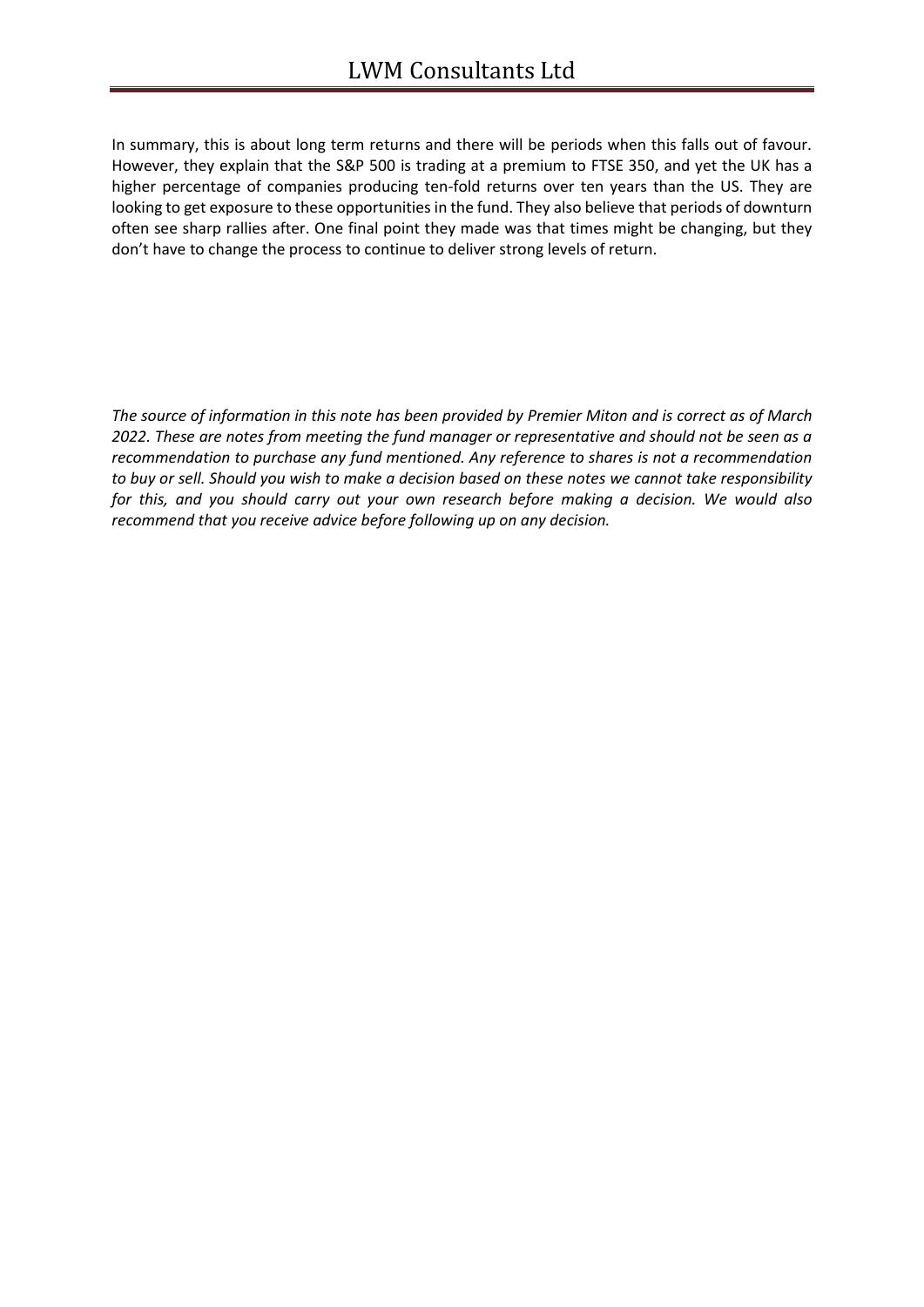In summary, this is about long term returns and there will be periods when this falls out of favour. However, they explain that the S&P 500 is trading at a premium to FTSE 350, and yet the UK has a higher percentage of companies producing ten-fold returns over ten years than the US. They are looking to get exposure to these opportunities in the fund. They also believe that periods of downturn often see sharp rallies after. One final point they made was that times might be changing, but they don't have to change the process to continue to deliver strong levels of return.

*The source of information in this note has been provided by Premier Miton and is correct as of March 2022. These are notes from meeting the fund manager or representative and should not be seen as a recommendation to purchase any fund mentioned. Any reference to shares is not a recommendation to buy or sell. Should you wish to make a decision based on these notes we cannot take responsibility for this, and you should carry out your own research before making a decision. We would also recommend that you receive advice before following up on any decision.*